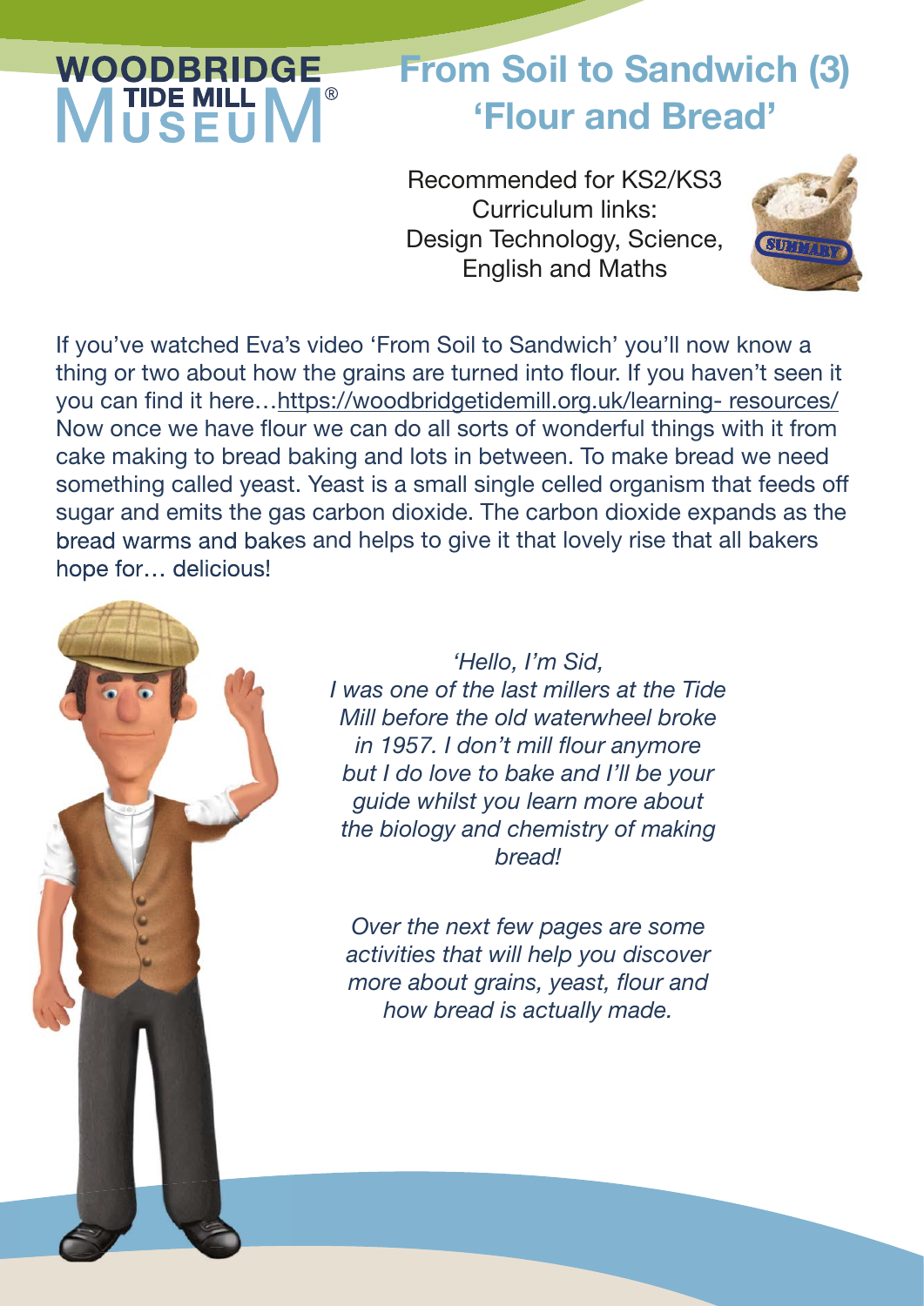WOODBRIDGE TIDE MILL MUSEUM®

# From Soil to Sandwich (3) 'Flour and Bread'

Recommended for KS2/KS3
Curriculum links:
Design Technology, Science, English and Maths

SUMMARY

If you've watched Eva's video 'From Soil to Sandwich' you'll now know a thing or two about how the grains are turned into flour. If you haven't seen it you can find it here…https://woodbridgetidemill.org.uk/learning- resources/ Now once we have flour we can do all sorts of wonderful things with it from cake making to bread baking and lots in between. To make bread we need something called yeast. Yeast is a small single celled organism that feeds off sugar and emits the gas carbon dioxide. The carbon dioxide expands as the bread warms and bakes and helps to give it that lovely rise that all bakers hope for… delicious!

*'Hello, I'm Sid,*
*I was one of the last millers at the Tide Mill before the old waterwheel broke in 1957. I don't mill flour anymore but I do love to bake and I'll be your guide whilst you learn more about the biology and chemistry of making bread!*

*Over the next few pages are some activities that will help you discover more about grains, yeast, flour and how bread is actually made.*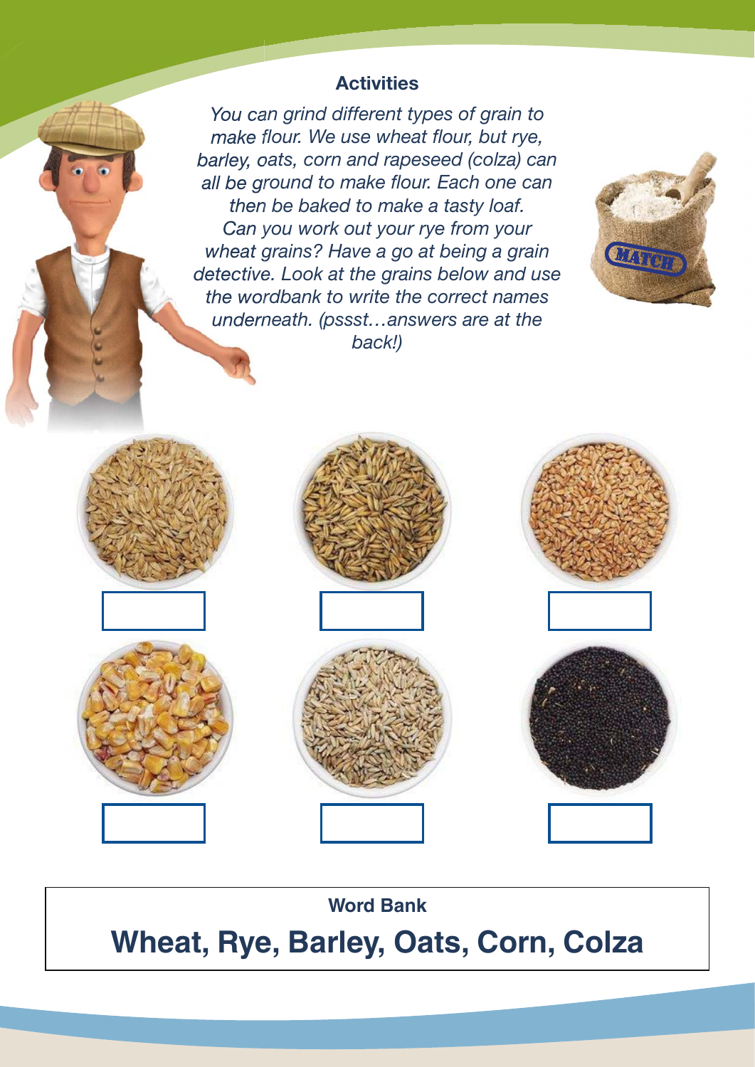## Activities

*You can grind different types of grain to make flour. We use wheat flour, but rye, barley, oats, corn and rapeseed (colza) can all be ground to make flour. Each one can then be baked to make a tasty loaf. Can you work out your rye from your wheat grains? Have a go at being a grain detective. Look at the grains below and use the wordbank to write the correct names underneath. (pssst…answers are at the back!)*

**Word Bank**

**Wheat, Rye, Barley, Oats, Corn, Colza**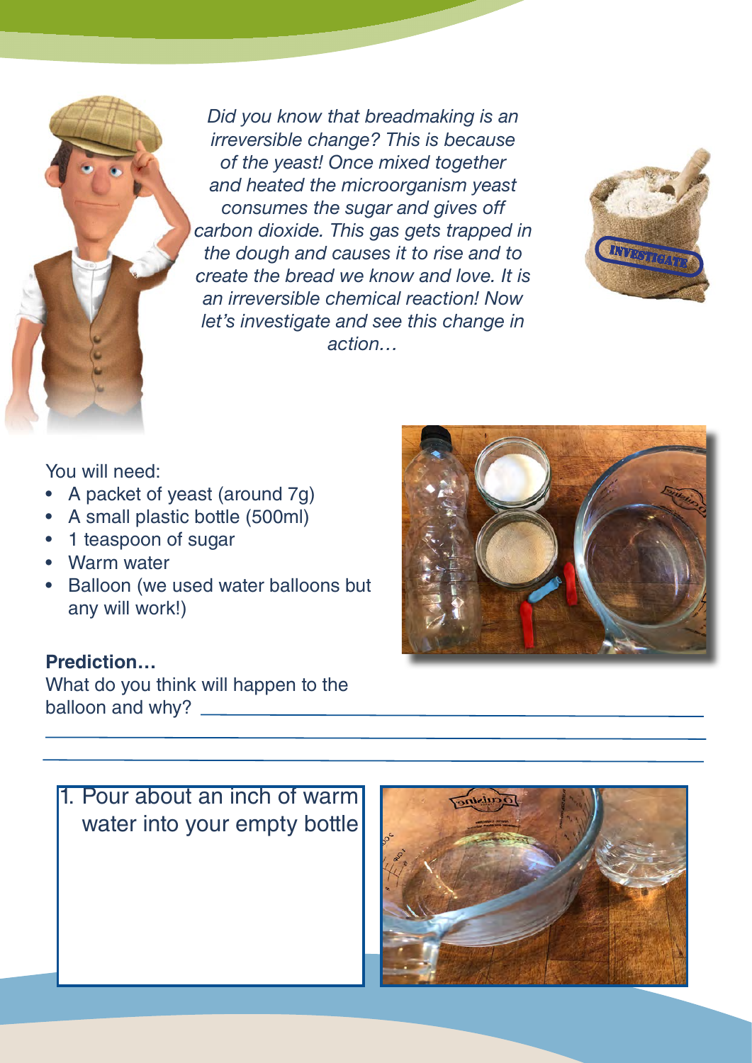*Did you know that breadmaking is an irreversible change? This is because of the yeast! Once mixed together and heated the microorganism yeast consumes the sugar and gives off carbon dioxide. This gas gets trapped in the dough and causes it to rise and to create the bread we know and love. It is an irreversible chemical reaction! Now let's investigate and see this change in action…*

You will need:

- A packet of yeast (around 7g)
- A small plastic bottle (500ml)
- 1 teaspoon of sugar
- Warm water
- Balloon (we used water balloons but any will work!)

**Prediction…**

What do you think will happen to the balloon and why? ______________________________________________

______________________________________________________________________

______________________________________________________________________

1. Pour about an inch of warm water into your empty bottle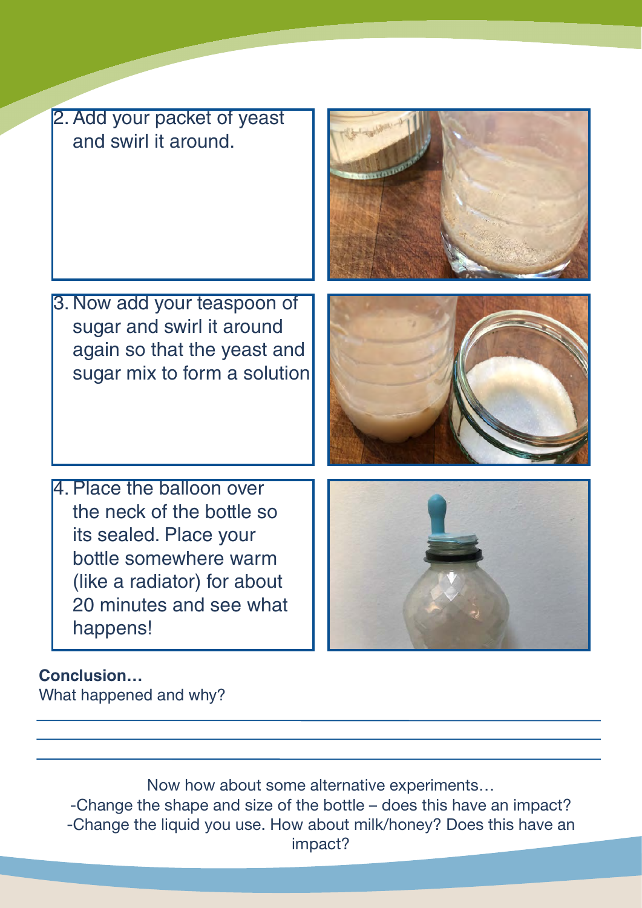2. Add your packet of yeast and swirl it around.

3. Now add your teaspoon of sugar and swirl it around again so that the yeast and sugar mix to form a solution

4. Place the balloon over the neck of the bottle so its sealed. Place your bottle somewhere warm (like a radiator) for about 20 minutes and see what happens!

**Conclusion…**

What happened and why?

\_\_\_\_\_\_\_\_\_\_\_\_\_\_\_\_\_\_\_\_\_\_\_\_\_\_\_\_\_\_\_\_\_\_\_\_\_\_\_\_\_\_\_\_\_\_\_\_\_\_\_\_\_\_\_\_\_\_\_\_

\_\_\_\_\_\_\_\_\_\_\_\_\_\_\_\_\_\_\_\_\_\_\_\_\_\_\_\_\_\_\_\_\_\_\_\_\_\_\_\_\_\_\_\_\_\_\_\_\_\_\_\_\_\_\_\_\_\_\_\_

\_\_\_\_\_\_\_\_\_\_\_\_\_\_\_\_\_\_\_\_\_\_\_\_\_\_\_\_\_\_\_\_\_\_\_\_\_\_\_\_\_\_\_\_\_\_\_\_\_\_\_\_\_\_\_\_\_\_\_\_

Now how about some alternative experiments…

-Change the shape and size of the bottle – does this have an impact?

-Change the liquid you use. How about milk/honey? Does this have an impact?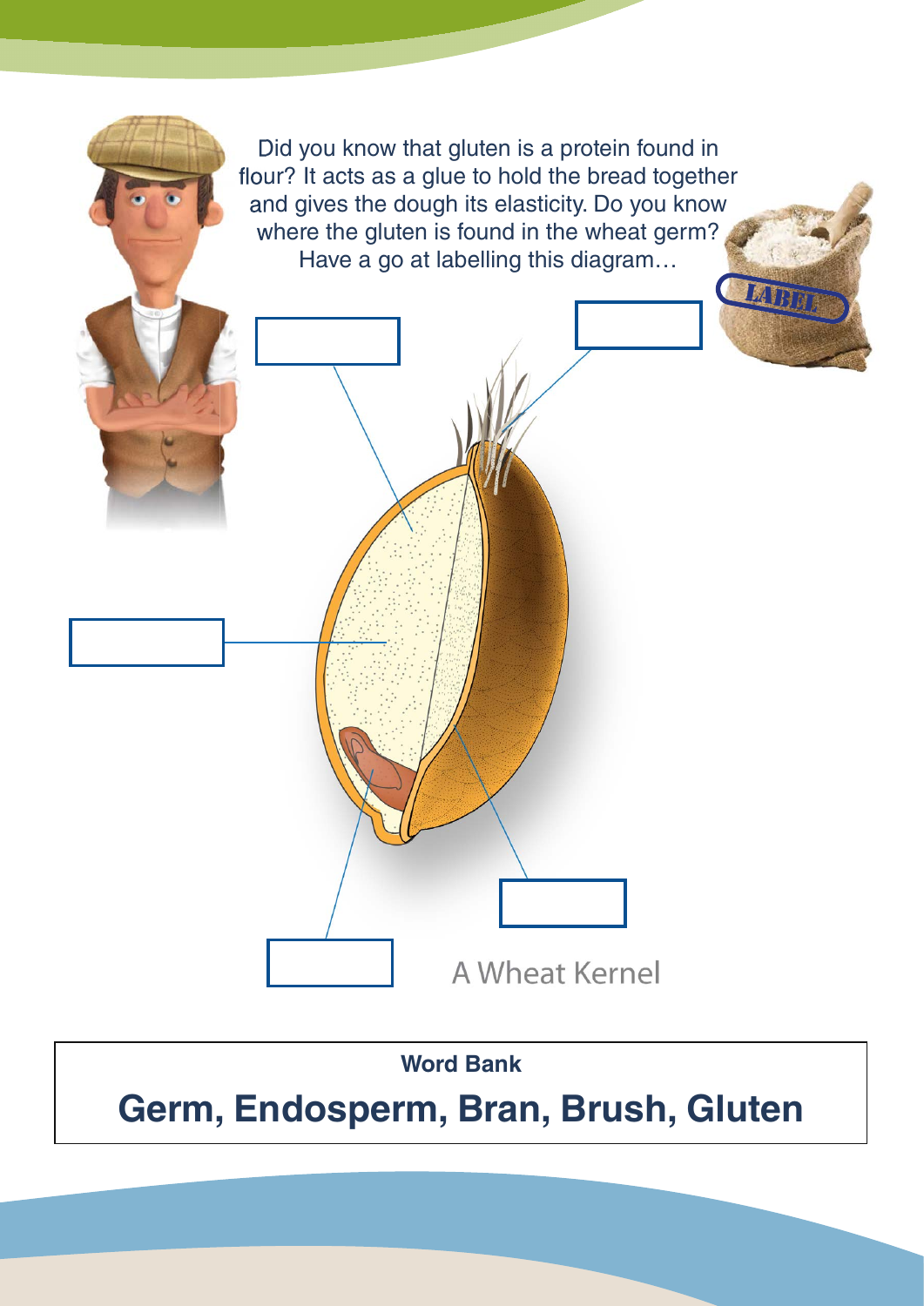Did you know that gluten is a protein found in flour? It acts as a glue to hold the bread together and gives the dough its elasticity. Do you know where the gluten is found in the wheat germ? Have a go at labelling this diagram…

LABEL

A Wheat Kernel

**Word Bank**

**Germ, Endosperm, Bran, Brush, Gluten**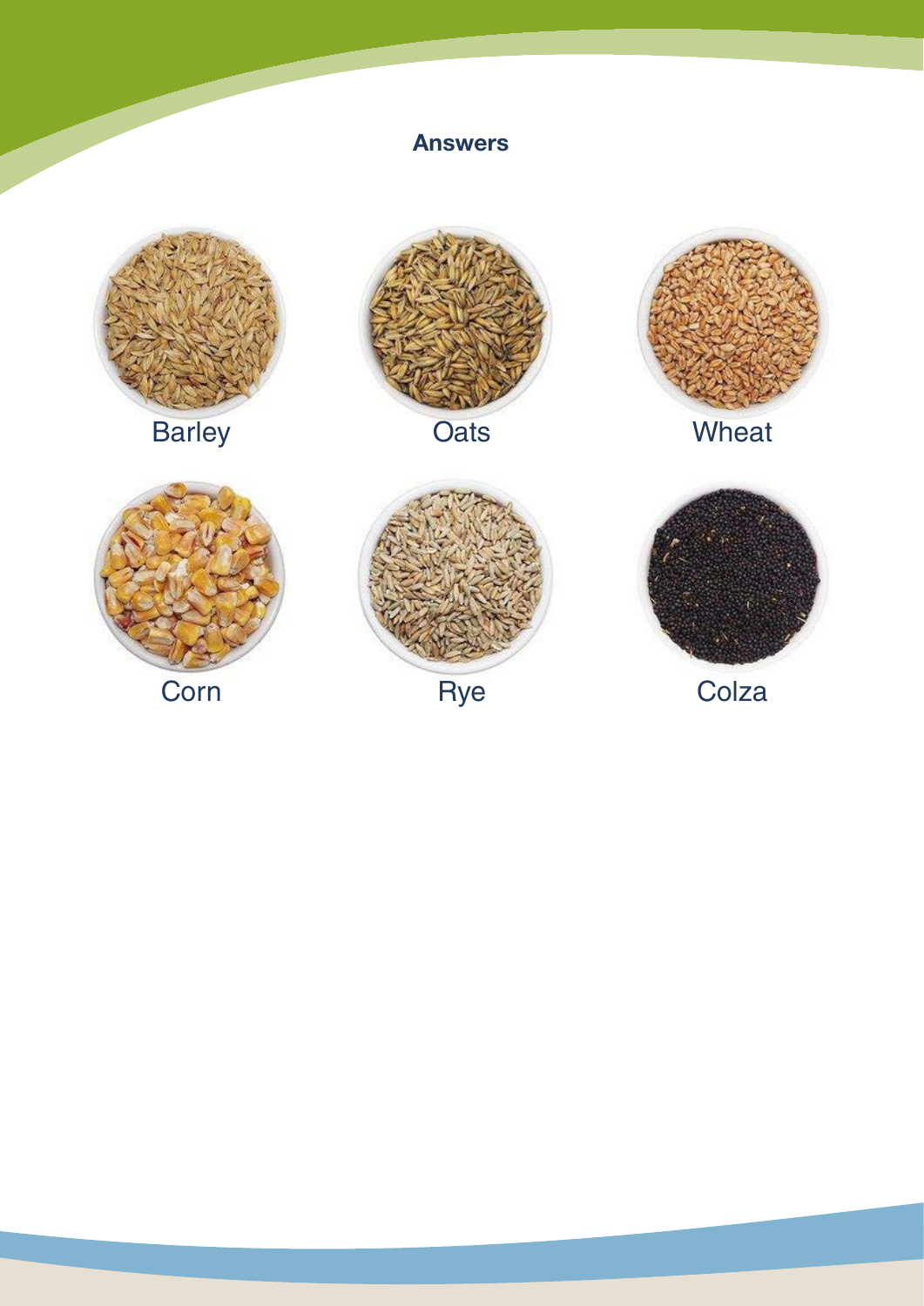**Answers**

Barley

Oats

Wheat

Corn

Rye

Colza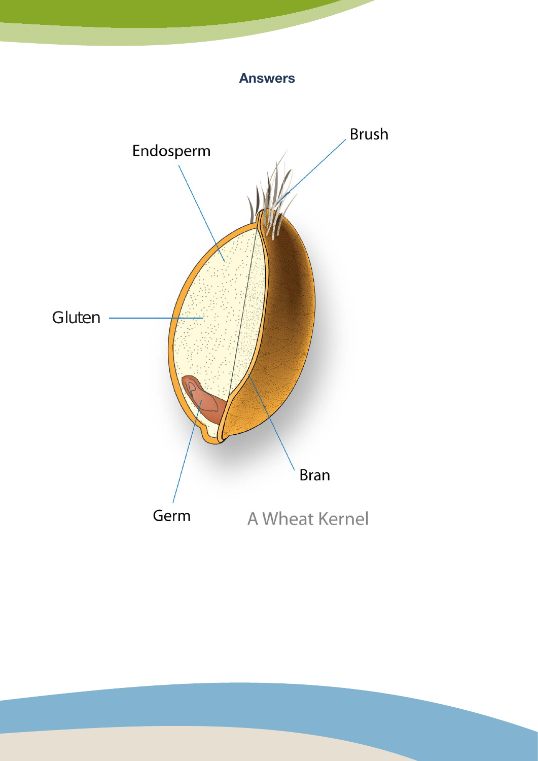## Answers

Endosperm

Brush

Gluten

Bran

Germ

A Wheat Kernel